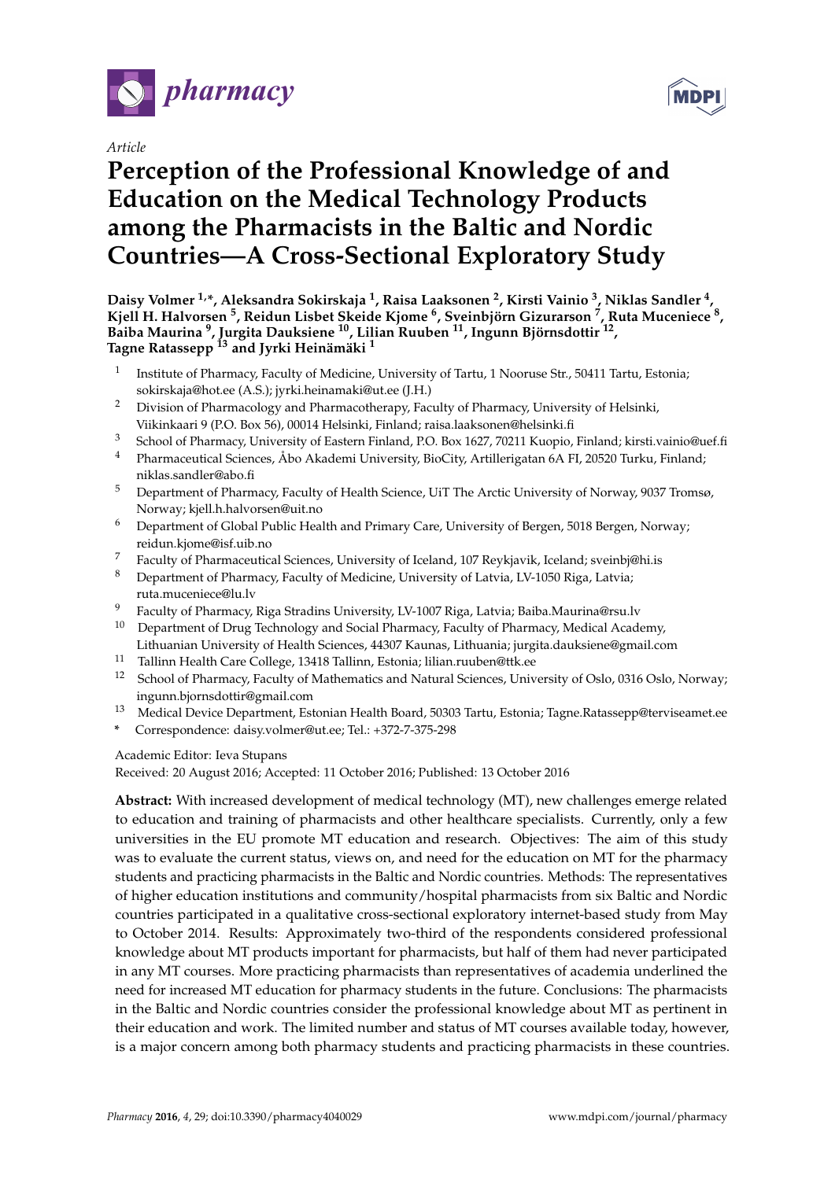*Article*

# Perception of the Professional Knowledge of and Education on the Medical Technology Products among the Pharmacists in the Baltic and Nordic Countries—A Cross-Sectional Exploratory Study

**Daisy Volmer [1,*], Aleksandra Sokirskaja [1], Raisa Laaksonen [2], Kirsti Vainio [3], Niklas Sandler [4], Kjell H. Halvorsen [5], Reidun Lisbet Skeide Kjome [6], Sveinbjörn Gizurarson [7], Ruta Muceniece [8], Baiba Maurina [9], Jurgita Dauksiene [10], Lilian Ruuben [11], Ingunn Björnsdottir [12], Tagne Ratassepp [13] and Jyrki Heinämäki [1]**

1. Institute of Pharmacy, Faculty of Medicine, University of Tartu, 1 Nooruse Str., 50411 Tartu, Estonia; sokirskaja@hot.ee (A.S.); jyrki.heinamaki@ut.ee (J.H.)
2. Division of Pharmacology and Pharmacotherapy, Faculty of Pharmacy, University of Helsinki, Viikinkaari 9 (P.O. Box 56), 00014 Helsinki, Finland; raisa.laaksonen@helsinki.fi
3. School of Pharmacy, University of Eastern Finland, P.O. Box 1627, 70211 Kuopio, Finland; kirsti.vainio@uef.fi
4. Pharmaceutical Sciences, Åbo Akademi University, BioCity, Artillerigatan 6A FI, 20520 Turku, Finland; niklas.sandler@abo.fi
5. Department of Pharmacy, Faculty of Health Science, UiT The Arctic University of Norway, 9037 Tromsø, Norway; kjell.h.halvorsen@uit.no
6. Department of Global Public Health and Primary Care, University of Bergen, 5018 Bergen, Norway; reidun.kjome@isf.uib.no
7. Faculty of Pharmaceutical Sciences, University of Iceland, 107 Reykjavik, Iceland; sveinbj@hi.is
8. Department of Pharmacy, Faculty of Medicine, University of Latvia, LV-1050 Riga, Latvia; ruta.muceniece@lu.lv
9. Faculty of Pharmacy, Riga Stradins University, LV-1007 Riga, Latvia; Baiba.Maurina@rsu.lv
10. Department of Drug Technology and Social Pharmacy, Faculty of Pharmacy, Medical Academy, Lithuanian University of Health Sciences, 44307 Kaunas, Lithuania; jurgita.dauksiene@gmail.com
11. Tallinn Health Care College, 13418 Tallinn, Estonia; lilian.ruuben@ttk.ee
12. School of Pharmacy, Faculty of Mathematics and Natural Sciences, University of Oslo, 0316 Oslo, Norway; ingunn.bjornsdottir@gmail.com
13. Medical Device Department, Estonian Health Board, 50303 Tartu, Estonia; Tagne.Ratassepp@terviseamet.ee

\* Correspondence: daisy.volmer@ut.ee; Tel.: +372-7-375-298

Academic Editor: Ieva Stupans

Received: 20 August 2016; Accepted: 11 October 2016; Published: 13 October 2016

**Abstract:** With increased development of medical technology (MT), new challenges emerge related to education and training of pharmacists and other healthcare specialists. Currently, only a few universities in the EU promote MT education and research. Objectives: The aim of this study was to evaluate the current status, views on, and need for the education on MT for the pharmacy students and practicing pharmacists in the Baltic and Nordic countries. Methods: The representatives of higher education institutions and community/hospital pharmacists from six Baltic and Nordic countries participated in a qualitative cross-sectional exploratory internet-based study from May to October 2014. Results: Approximately two-third of the respondents considered professional knowledge about MT products important for pharmacists, but half of them had never participated in any MT courses. More practicing pharmacists than representatives of academia underlined the need for increased MT education for pharmacy students in the future. Conclusions: The pharmacists in the Baltic and Nordic countries consider the professional knowledge about MT as pertinent in their education and work. The limited number and status of MT courses available today, however, is a major concern among both pharmacy students and practicing pharmacists in these countries.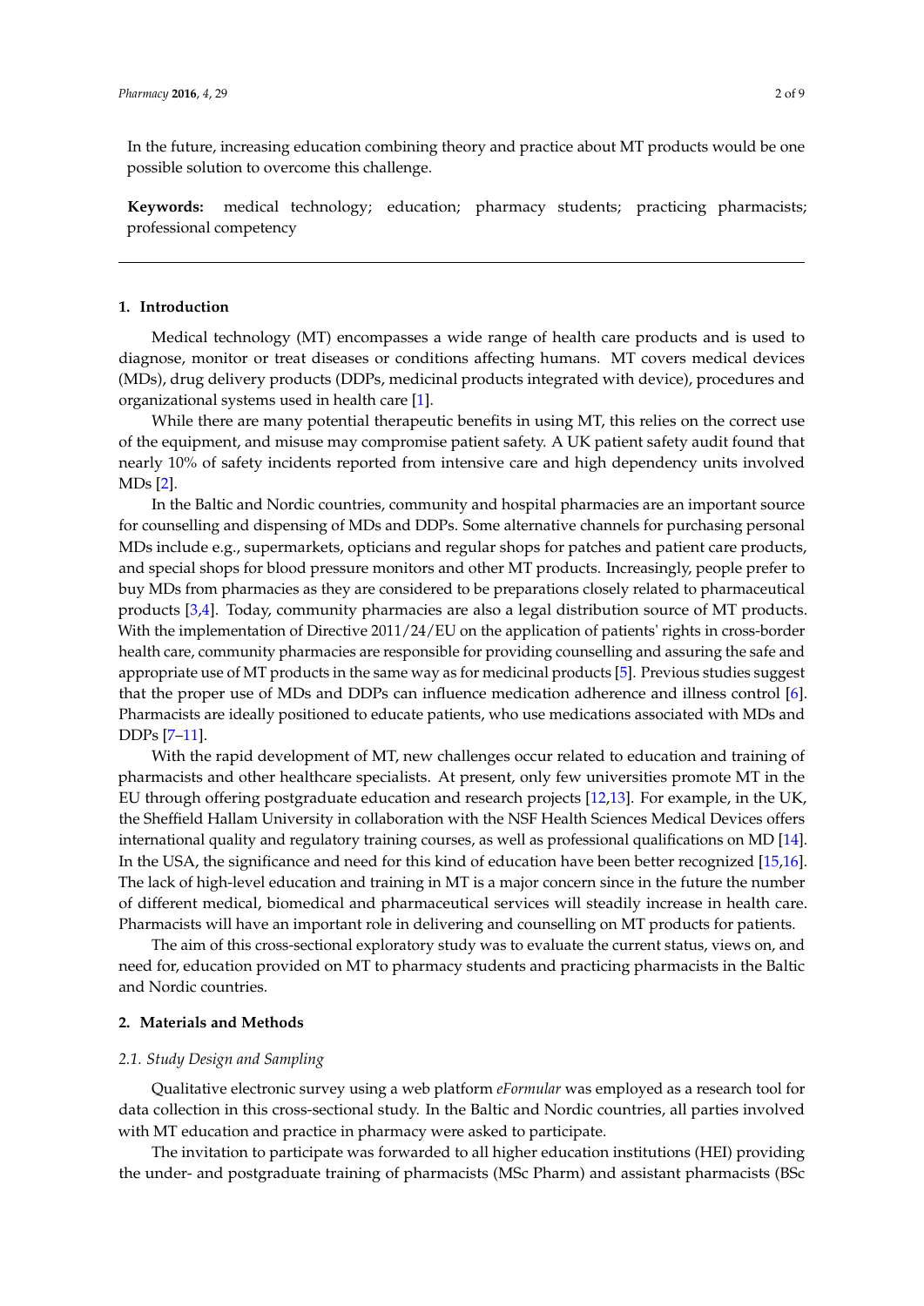In the future, increasing education combining theory and practice about MT products would be one possible solution to overcome this challenge.

**Keywords:** medical technology; education; pharmacy students; practicing pharmacists; professional competency

## 1. Introduction

Medical technology (MT) encompasses a wide range of health care products and is used to diagnose, monitor or treat diseases or conditions affecting humans. MT covers medical devices (MDs), drug delivery products (DDPs, medicinal products integrated with device), procedures and organizational systems used in health care [1].

While there are many potential therapeutic benefits in using MT, this relies on the correct use of the equipment, and misuse may compromise patient safety. A UK patient safety audit found that nearly 10% of safety incidents reported from intensive care and high dependency units involved MDs [2].

In the Baltic and Nordic countries, community and hospital pharmacies are an important source for counselling and dispensing of MDs and DDPs. Some alternative channels for purchasing personal MDs include e.g., supermarkets, opticians and regular shops for patches and patient care products, and special shops for blood pressure monitors and other MT products. Increasingly, people prefer to buy MDs from pharmacies as they are considered to be preparations closely related to pharmaceutical products [3,4]. Today, community pharmacies are also a legal distribution source of MT products. With the implementation of Directive 2011/24/EU on the application of patients' rights in cross-border health care, community pharmacies are responsible for providing counselling and assuring the safe and appropriate use of MT products in the same way as for medicinal products [5]. Previous studies suggest that the proper use of MDs and DDPs can influence medication adherence and illness control [6]. Pharmacists are ideally positioned to educate patients, who use medications associated with MDs and DDPs [7–11].

With the rapid development of MT, new challenges occur related to education and training of pharmacists and other healthcare specialists. At present, only few universities promote MT in the EU through offering postgraduate education and research projects [12,13]. For example, in the UK, the Sheffield Hallam University in collaboration with the NSF Health Sciences Medical Devices offers international quality and regulatory training courses, as well as professional qualifications on MD [14]. In the USA, the significance and need for this kind of education have been better recognized [15,16]. The lack of high-level education and training in MT is a major concern since in the future the number of different medical, biomedical and pharmaceutical services will steadily increase in health care. Pharmacists will have an important role in delivering and counselling on MT products for patients.

The aim of this cross-sectional exploratory study was to evaluate the current status, views on, and need for, education provided on MT to pharmacy students and practicing pharmacists in the Baltic and Nordic countries.

## 2. Materials and Methods

### 2.1. Study Design and Sampling

Qualitative electronic survey using a web platform *eFormular* was employed as a research tool for data collection in this cross-sectional study. In the Baltic and Nordic countries, all parties involved with MT education and practice in pharmacy were asked to participate.

The invitation to participate was forwarded to all higher education institutions (HEI) providing the under- and postgraduate training of pharmacists (MSc Pharm) and assistant pharmacists (BSc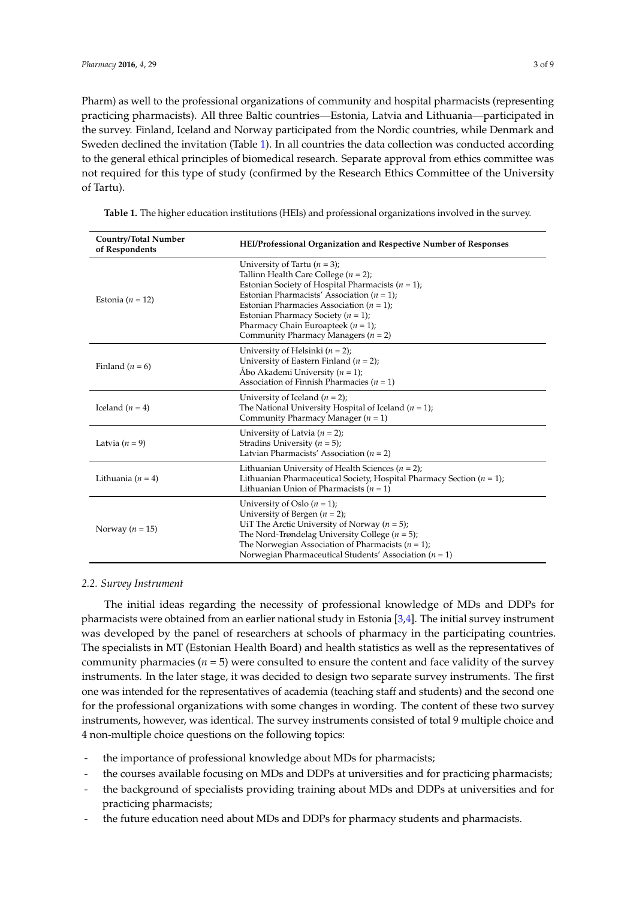Pharm) as well to the professional organizations of community and hospital pharmacists (representing practicing pharmacists). All three Baltic countries—Estonia, Latvia and Lithuania—participated in the survey. Finland, Iceland and Norway participated from the Nordic countries, while Denmark and Sweden declined the invitation (Table 1). In all countries the data collection was conducted according to the general ethical principles of biomedical research. Separate approval from ethics committee was not required for this type of study (confirmed by the Research Ethics Committee of the University of Tartu).

**Table 1.** The higher education institutions (HEIs) and professional organizations involved in the survey.

| Country/Total Number of Respondents | HEI/Professional Organization and Respective Number of Responses |
|---|---|
| Estonia ($n$ = 12) | University of Tartu ($n$ = 3); Tallinn Health Care College ($n$ = 2); Estonian Society of Hospital Pharmacists ($n$ = 1); Estonian Pharmacists' Association ($n$ = 1); Estonian Pharmacies Association ($n$ = 1); Estonian Pharmacy Society ($n$ = 1); Pharmacy Chain Euroapteek ($n$ = 1); Community Pharmacy Managers ($n$ = 2) |
| Finland ($n$ = 6) | University of Helsinki ($n$ = 2); University of Eastern Finland ($n$ = 2); Åbo Akademi University ($n$ = 1); Association of Finnish Pharmacies ($n$ = 1) |
| Iceland ($n$ = 4) | University of Iceland ($n$ = 2); The National University Hospital of Iceland ($n$ = 1); Community Pharmacy Manager ($n$ = 1) |
| Latvia ($n$ = 9) | University of Latvia ($n$ = 2); Stradins University ($n$ = 5); Latvian Pharmacists' Association ($n$ = 2) |
| Lithuania ($n$ = 4) | Lithuanian University of Health Sciences ($n$ = 2); Lithuanian Pharmaceutical Society, Hospital Pharmacy Section ($n$ = 1); Lithuanian Union of Pharmacists ($n$ = 1) |
| Norway ($n$ = 15) | University of Oslo ($n$ = 1); University of Bergen ($n$ = 2); UiT The Arctic University of Norway ($n$ = 5); The Nord-Trøndelag University College ($n$ = 5); The Norwegian Association of Pharmacists ($n$ = 1); Norwegian Pharmaceutical Students' Association ($n$ = 1) |

### 2.2. Survey Instrument

The initial ideas regarding the necessity of professional knowledge of MDs and DDPs for pharmacists were obtained from an earlier national study in Estonia [3,4]. The initial survey instrument was developed by the panel of researchers at schools of pharmacy in the participating countries. The specialists in MT (Estonian Health Board) and health statistics as well as the representatives of community pharmacies ($n$ = 5) were consulted to ensure the content and face validity of the survey instruments. In the later stage, it was decided to design two separate survey instruments. The first one was intended for the representatives of academia (teaching staff and students) and the second one for the professional organizations with some changes in wording. The content of these two survey instruments, however, was identical. The survey instruments consisted of total 9 multiple choice and 4 non-multiple choice questions on the following topics:

- the importance of professional knowledge about MDs for pharmacists;
- the courses available focusing on MDs and DDPs at universities and for practicing pharmacists;
- the background of specialists providing training about MDs and DDPs at universities and for practicing pharmacists;
- the future education need about MDs and DDPs for pharmacy students and pharmacists.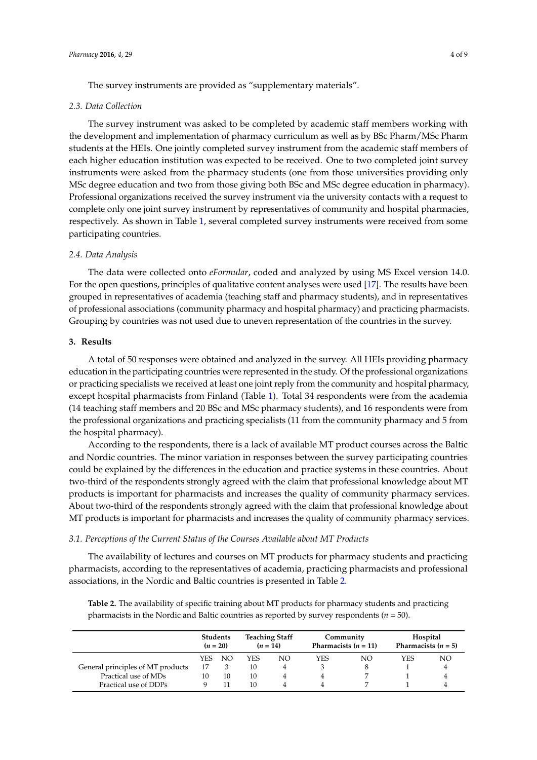The survey instruments are provided as "supplementary materials".

### *2.3. Data Collection*

The survey instrument was asked to be completed by academic staff members working with the development and implementation of pharmacy curriculum as well as by BSc Pharm/MSc Pharm students at the HEIs. One jointly completed survey instrument from the academic staff members of each higher education institution was expected to be received. One to two completed joint survey instruments were asked from the pharmacy students (one from those universities providing only MSc degree education and two from those giving both BSc and MSc degree education in pharmacy). Professional organizations received the survey instrument via the university contacts with a request to complete only one joint survey instrument by representatives of community and hospital pharmacies, respectively. As shown in Table 1, several completed survey instruments were received from some participating countries.

### *2.4. Data Analysis*

The data were collected onto *eFormular*, coded and analyzed by using MS Excel version 14.0. For the open questions, principles of qualitative content analyses were used [17]. The results have been grouped in representatives of academia (teaching staff and pharmacy students), and in representatives of professional associations (community pharmacy and hospital pharmacy) and practicing pharmacists. Grouping by countries was not used due to uneven representation of the countries in the survey.

## **3. Results**

A total of 50 responses were obtained and analyzed in the survey. All HEIs providing pharmacy education in the participating countries were represented in the study. Of the professional organizations or practicing specialists we received at least one joint reply from the community and hospital pharmacy, except hospital pharmacists from Finland (Table 1). Total 34 respondents were from the academia (14 teaching staff members and 20 BSc and MSc pharmacy students), and 16 respondents were from the professional organizations and practicing specialists (11 from the community pharmacy and 5 from the hospital pharmacy).

According to the respondents, there is a lack of available MT product courses across the Baltic and Nordic countries. The minor variation in responses between the survey participating countries could be explained by the differences in the education and practice systems in these countries. About two-third of the respondents strongly agreed with the claim that professional knowledge about MT products is important for pharmacists and increases the quality of community pharmacy services. About two-third of the respondents strongly agreed with the claim that professional knowledge about MT products is important for pharmacists and increases the quality of community pharmacy services.

### *3.1. Perceptions of the Current Status of the Courses Available about MT Products*

The availability of lectures and courses on MT products for pharmacy students and practicing pharmacists, according to the representatives of academia, practicing pharmacists and professional associations, in the Nordic and Baltic countries is presented in Table 2.

**Table 2.** The availability of specific training about MT products for pharmacy students and practicing pharmacists in the Nordic and Baltic countries as reported by survey respondents ($n = 50$).

| | Students ($n = 20$) | | Teaching Staff ($n = 14$) | | Community Pharmacists ($n = 11$) | | Hospital Pharmacists ($n = 5$) | |
|---|---|---|---|---|---|---|---|---|
| | YES | NO | YES | NO | YES | NO | YES | NO |
| General principles of MT products | 17 | 3 | 10 | 4 | 3 | 8 | 1 | 4 |
| Practical use of MDs | 10 | 10 | 10 | 4 | 4 | 7 | 1 | 4 |
| Practical use of DDPs | 9 | 11 | 10 | 4 | 4 | 7 | 1 | 4 |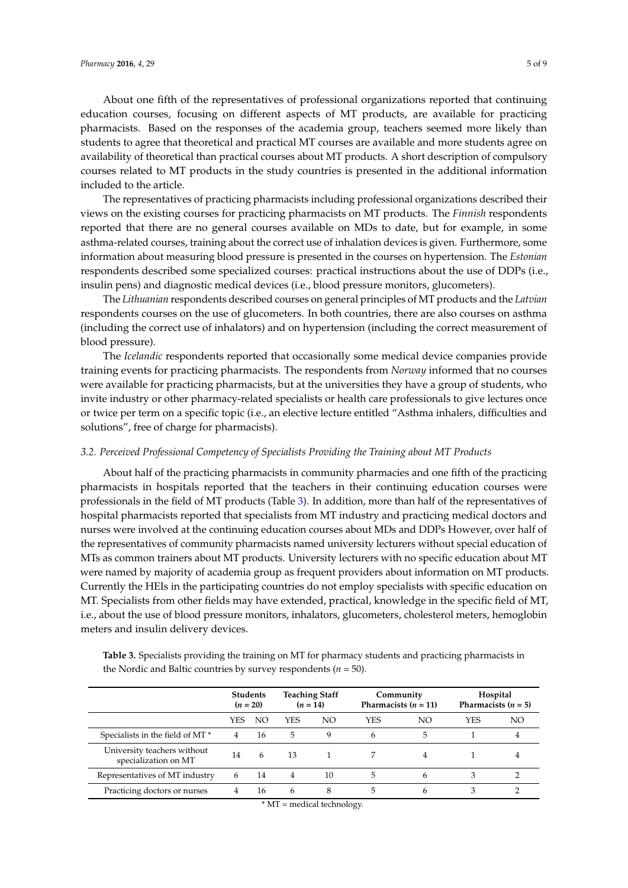About one fifth of the representatives of professional organizations reported that continuing education courses, focusing on different aspects of MT products, are available for practicing pharmacists. Based on the responses of the academia group, teachers seemed more likely than students to agree that theoretical and practical MT courses are available and more students agree on availability of theoretical than practical courses about MT products. A short description of compulsory courses related to MT products in the study countries is presented in the additional information included to the article.

The representatives of practicing pharmacists including professional organizations described their views on the existing courses for practicing pharmacists on MT products. The *Finnish* respondents reported that there are no general courses available on MDs to date, but for example, in some asthma-related courses, training about the correct use of inhalation devices is given. Furthermore, some information about measuring blood pressure is presented in the courses on hypertension. The *Estonian* respondents described some specialized courses: practical instructions about the use of DDPs (i.e., insulin pens) and diagnostic medical devices (i.e., blood pressure monitors, glucometers).

The *Lithuanian* respondents described courses on general principles of MT products and the *Latvian* respondents courses on the use of glucometers. In both countries, there are also courses on asthma (including the correct use of inhalers) and on hypertension (including the correct measurement of blood pressure).

The *Icelandic* respondents reported that occasionally some medical device companies provide training events for practicing pharmacists. The respondents from *Norway* informed that no courses were available for practicing pharmacists, but at the universities they have a group of students, who invite industry or other pharmacy-related specialists or health care professionals to give lectures once or twice per term on a specific topic (i.e., an elective lecture entitled "Asthma inhalers, difficulties and solutions", free of charge for pharmacists).

### *3.2. Perceived Professional Competency of Specialists Providing the Training about MT Products*

About half of the practicing pharmacists in community pharmacies and one fifth of the practicing pharmacists in hospitals reported that the teachers in their continuing education courses were professionals in the field of MT products (Table 3). In addition, more than half of the representatives of hospital pharmacists reported that specialists from MT industry and practicing medical doctors and nurses were involved at the continuing education courses about MDs and DDPs However, over half of the representatives of community pharmacists named university lecturers without special education of MTs as common trainers about MT products. University lecturers with no specific education about MT were named by majority of academia group as frequent providers about information on MT products. Currently the HEIs in the participating countries do not employ specialists with specific education on MT. Specialists from other fields may have extended, practical, knowledge in the specific field of MT, i.e., about the use of blood pressure monitors, inhalators, glucometers, cholesterol meters, hemoglobin meters and insulin delivery devices.

**Table 3.** Specialists providing the training on MT for pharmacy students and practicing pharmacists in the Nordic and Baltic countries by survey respondents ($n$ = 50).

| | Students ($n$ = 20) | | Teaching Staff ($n$ = 14) | | Community Pharmacists ($n$ = 11) | | Hospital Pharmacists ($n$ = 5) | |
|---|---|---|---|---|---|---|---|---|
| | YES | NO | YES | NO | YES | NO | YES | NO |
| Specialists in the field of MT * | 4 | 16 | 5 | 9 | 6 | 5 | 1 | 4 |
| University teachers without specialization on MT | 14 | 6 | 13 | 1 | 7 | 4 | 1 | 4 |
| Representatives of MT industry | 6 | 14 | 4 | 10 | 5 | 6 | 3 | 2 |
| Practicing doctors or nurses | 4 | 16 | 6 | 8 | 5 | 6 | 3 | 2 |

* MT = medical technology.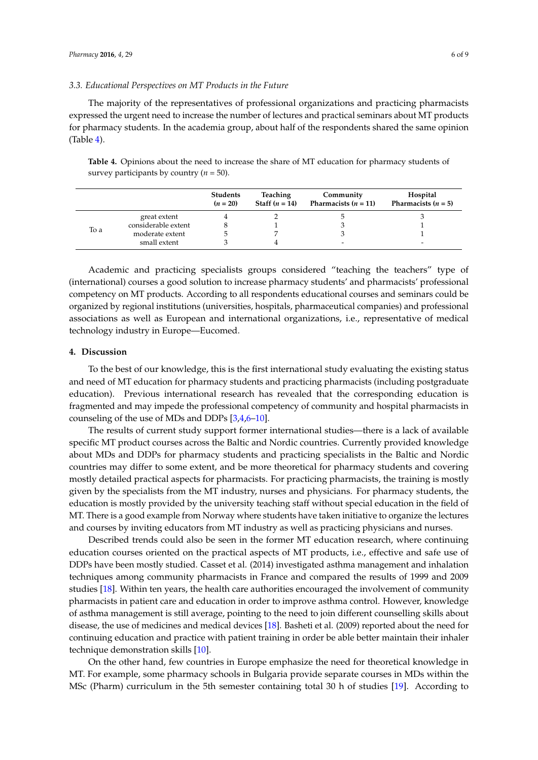### 3.3. Educational Perspectives on MT Products in the Future

The majority of the representatives of professional organizations and practicing pharmacists expressed the urgent need to increase the number of lectures and practical seminars about MT products for pharmacy students. In the academia group, about half of the respondents shared the same opinion (Table 4).

**Table 4.** Opinions about the need to increase the share of MT education for pharmacy students of survey participants by country ($n = 50$).

| | | Students ($n = 20$) | Teaching Staff ($n = 14$) | Community Pharmacists ($n = 11$) | Hospital Pharmacists ($n = 5$) |
|---|---|---|---|---|---|
| To a | great extent | 4 | 2 | 5 | 3 |
| | considerable extent | 8 | 1 | 3 | 1 |
| | moderate extent | 5 | 7 | 3 | 1 |
| | small extent | 3 | 4 | - | - |

Academic and practicing specialists groups considered "teaching the teachers" type of (international) courses a good solution to increase pharmacy students' and pharmacists' professional competency on MT products. According to all respondents educational courses and seminars could be organized by regional institutions (universities, hospitals, pharmaceutical companies) and professional associations as well as European and international organizations, i.e., representative of medical technology industry in Europe—Eucomed.

## 4. Discussion

To the best of our knowledge, this is the first international study evaluating the existing status and need of MT education for pharmacy students and practicing pharmacists (including postgraduate education). Previous international research has revealed that the corresponding education is fragmented and may impede the professional competency of community and hospital pharmacists in counseling of the use of MDs and DDPs [3,4,6–10].

The results of current study support former international studies—there is a lack of available specific MT product courses across the Baltic and Nordic countries. Currently provided knowledge about MDs and DDPs for pharmacy students and practicing specialists in the Baltic and Nordic countries may differ to some extent, and be more theoretical for pharmacy students and covering mostly detailed practical aspects for pharmacists. For practicing pharmacists, the training is mostly given by the specialists from the MT industry, nurses and physicians. For pharmacy students, the education is mostly provided by the university teaching staff without special education in the field of MT. There is a good example from Norway where students have taken initiative to organize the lectures and courses by inviting educators from MT industry as well as practicing physicians and nurses.

Described trends could also be seen in the former MT education research, where continuing education courses oriented on the practical aspects of MT products, i.e., effective and safe use of DDPs have been mostly studied. Casset et al. (2014) investigated asthma management and inhalation techniques among community pharmacists in France and compared the results of 1999 and 2009 studies [18]. Within ten years, the health care authorities encouraged the involvement of community pharmacists in patient care and education in order to improve asthma control. However, knowledge of asthma management is still average, pointing to the need to join different counselling skills about disease, the use of medicines and medical devices [18]. Basheti et al. (2009) reported about the need for continuing education and practice with patient training in order be able better maintain their inhaler technique demonstration skills [10].

On the other hand, few countries in Europe emphasize the need for theoretical knowledge in MT. For example, some pharmacy schools in Bulgaria provide separate courses in MDs within the MSc (Pharm) curriculum in the 5th semester containing total 30 h of studies [19]. According to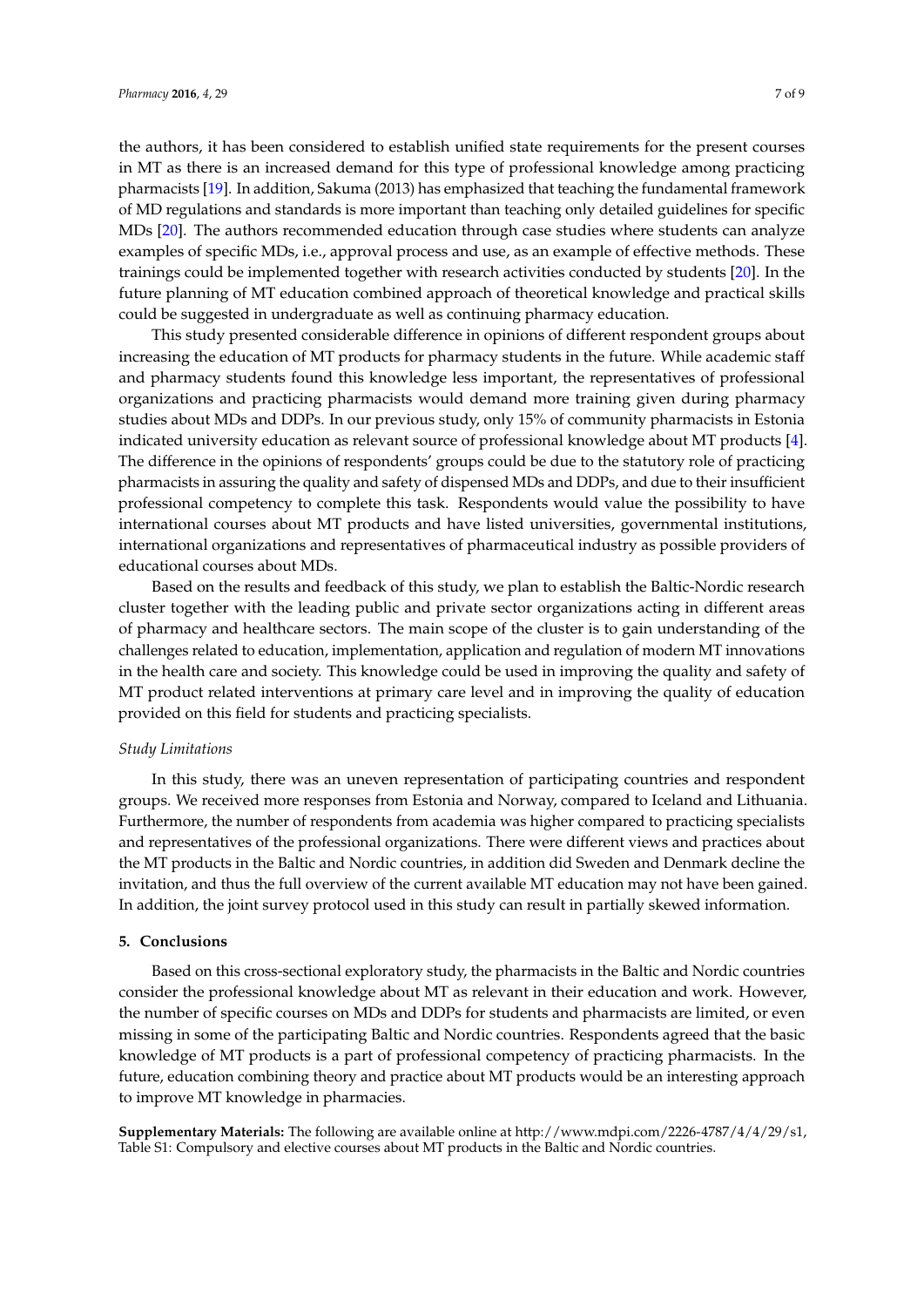the authors, it has been considered to establish unified state requirements for the present courses in MT as there is an increased demand for this type of professional knowledge among practicing pharmacists [19]. In addition, Sakuma (2013) has emphasized that teaching the fundamental framework of MD regulations and standards is more important than teaching only detailed guidelines for specific MDs [20]. The authors recommended education through case studies where students can analyze examples of specific MDs, i.e., approval process and use, as an example of effective methods. These trainings could be implemented together with research activities conducted by students [20]. In the future planning of MT education combined approach of theoretical knowledge and practical skills could be suggested in undergraduate as well as continuing pharmacy education.

This study presented considerable difference in opinions of different respondent groups about increasing the education of MT products for pharmacy students in the future. While academic staff and pharmacy students found this knowledge less important, the representatives of professional organizations and practicing pharmacists would demand more training given during pharmacy studies about MDs and DDPs. In our previous study, only 15% of community pharmacists in Estonia indicated university education as relevant source of professional knowledge about MT products [4]. The difference in the opinions of respondents' groups could be due to the statutory role of practicing pharmacists in assuring the quality and safety of dispensed MDs and DDPs, and due to their insufficient professional competency to complete this task. Respondents would value the possibility to have international courses about MT products and have listed universities, governmental institutions, international organizations and representatives of pharmaceutical industry as possible providers of educational courses about MDs.

Based on the results and feedback of this study, we plan to establish the Baltic-Nordic research cluster together with the leading public and private sector organizations acting in different areas of pharmacy and healthcare sectors. The main scope of the cluster is to gain understanding of the challenges related to education, implementation, application and regulation of modern MT innovations in the health care and society. This knowledge could be used in improving the quality and safety of MT product related interventions at primary care level and in improving the quality of education provided on this field for students and practicing specialists.

### *Study Limitations*

In this study, there was an uneven representation of participating countries and respondent groups. We received more responses from Estonia and Norway, compared to Iceland and Lithuania. Furthermore, the number of respondents from academia was higher compared to practicing specialists and representatives of the professional organizations. There were different views and practices about the MT products in the Baltic and Nordic countries, in addition did Sweden and Denmark decline the invitation, and thus the full overview of the current available MT education may not have been gained. In addition, the joint survey protocol used in this study can result in partially skewed information.

## 5. Conclusions

Based on this cross-sectional exploratory study, the pharmacists in the Baltic and Nordic countries consider the professional knowledge about MT as relevant in their education and work. However, the number of specific courses on MDs and DDPs for students and pharmacists are limited, or even missing in some of the participating Baltic and Nordic countries. Respondents agreed that the basic knowledge of MT products is a part of professional competency of practicing pharmacists. In the future, education combining theory and practice about MT products would be an interesting approach to improve MT knowledge in pharmacies.

**Supplementary Materials:** The following are available online at http://www.mdpi.com/2226-4787/4/4/29/s1, Table S1: Compulsory and elective courses about MT products in the Baltic and Nordic countries.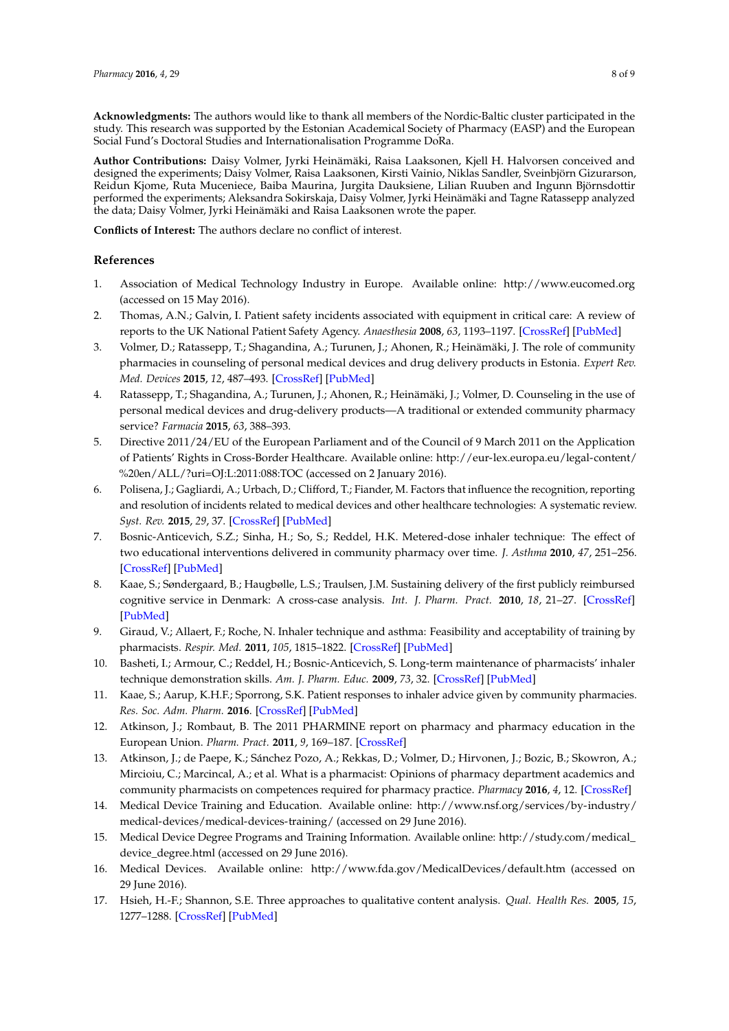**Acknowledgments:** The authors would like to thank all members of the Nordic-Baltic cluster participated in the study. This research was supported by the Estonian Academical Society of Pharmacy (EASP) and the European Social Fund's Doctoral Studies and Internationalisation Programme DoRa.

**Author Contributions:** Daisy Volmer, Jyrki Heinämäki, Raisa Laaksonen, Kjell H. Halvorsen conceived and designed the experiments; Daisy Volmer, Raisa Laaksonen, Kirsti Vainio, Niklas Sandler, Sveinbjörn Gizurarson, Reidun Kjome, Ruta Muceniece, Baiba Maurina, Jurgita Dauksiene, Lilian Ruuben and Ingunn Björnsdottir performed the experiments; Aleksandra Sokirskaja, Daisy Volmer, Jyrki Heinämäki and Tagne Ratassepp analyzed the data; Daisy Volmer, Jyrki Heinämäki and Raisa Laaksonen wrote the paper.

**Conflicts of Interest:** The authors declare no conflict of interest.

## References

1. Association of Medical Technology Industry in Europe. Available online: http://www.eucomed.org (accessed on 15 May 2016).
2. Thomas, A.N.; Galvin, I. Patient safety incidents associated with equipment in critical care: A review of reports to the UK National Patient Safety Agency. *Anaesthesia* **2008**, *63*, 1193–1197. [CrossRef] [PubMed]
3. Volmer, D.; Ratassepp, T.; Shagandina, A.; Turunen, J.; Ahonen, R.; Heinämäki, J. The role of community pharmacies in counseling of personal medical devices and drug delivery products in Estonia. *Expert Rev. Med. Devices* **2015**, *12*, 487–493. [CrossRef] [PubMed]
4. Ratassepp, T.; Shagandina, A.; Turunen, J.; Ahonen, R.; Heinämäki, J.; Volmer, D. Counseling in the use of personal medical devices and drug-delivery products—A traditional or extended community pharmacy service? *Farmacia* **2015**, *63*, 388–393.
5. Directive 2011/24/EU of the European Parliament and of the Council of 9 March 2011 on the Application of Patients' Rights in Cross-Border Healthcare. Available online: http://eur-lex.europa.eu/legal-content/%20en/ALL/?uri=OJ:L:2011:088:TOC (accessed on 2 January 2016).
6. Polisena, J.; Gagliardi, A.; Urbach, D.; Clifford, T.; Fiander, M. Factors that influence the recognition, reporting and resolution of incidents related to medical devices and other healthcare technologies: A systematic review. *Syst. Rev.* **2015**, *29*, 37. [CrossRef] [PubMed]
7. Bosnic-Anticevich, S.Z.; Sinha, H.; So, S.; Reddel, H.K. Metered-dose inhaler technique: The effect of two educational interventions delivered in community pharmacy over time. *J. Asthma* **2010**, *47*, 251–256. [CrossRef] [PubMed]
8. Kaae, S.; Søndergaard, B.; Haugbølle, L.S.; Traulsen, J.M. Sustaining delivery of the first publicly reimbursed cognitive service in Denmark: A cross-case analysis. *Int. J. Pharm. Pract.* **2010**, *18*, 21–27. [CrossRef] [PubMed]
9. Giraud, V.; Allaert, F.; Roche, N. Inhaler technique and asthma: Feasibility and acceptability of training by pharmacists. *Respir. Med.* **2011**, *105*, 1815–1822. [CrossRef] [PubMed]
10. Basheti, I.; Armour, C.; Reddel, H.; Bosnic-Anticevich, S. Long-term maintenance of pharmacists' inhaler technique demonstration skills. *Am. J. Pharm. Educ.* **2009**, *73*, 32. [CrossRef] [PubMed]
11. Kaae, S.; Aarup, K.H.F.; Sporrong, S.K. Patient responses to inhaler advice given by community pharmacies. *Res. Soc. Adm. Pharm.* **2016**. [CrossRef] [PubMed]
12. Atkinson, J.; Rombaut, B. The 2011 PHARMINE report on pharmacy and pharmacy education in the European Union. *Pharm. Pract.* **2011**, *9*, 169–187. [CrossRef]
13. Atkinson, J.; de Paepe, K.; Sánchez Pozo, A.; Rekkas, D.; Volmer, D.; Hirvonen, J.; Bozic, B.; Skowron, A.; Mircioiu, C.; Marcincal, A.; et al. What is a pharmacist: Opinions of pharmacy department academics and community pharmacists on competences required for pharmacy practice. *Pharmacy* **2016**, *4*, 12. [CrossRef]
14. Medical Device Training and Education. Available online: http://www.nsf.org/services/by-industry/medical-devices/medical-devices-training/ (accessed on 29 June 2016).
15. Medical Device Degree Programs and Training Information. Available online: http://study.com/medical_device_degree.html (accessed on 29 June 2016).
16. Medical Devices. Available online: http://www.fda.gov/MedicalDevices/default.htm (accessed on 29 June 2016).
17. Hsieh, H.-F.; Shannon, S.E. Three approaches to qualitative content analysis. *Qual. Health Res.* **2005**, *15*, 1277–1288. [CrossRef] [PubMed]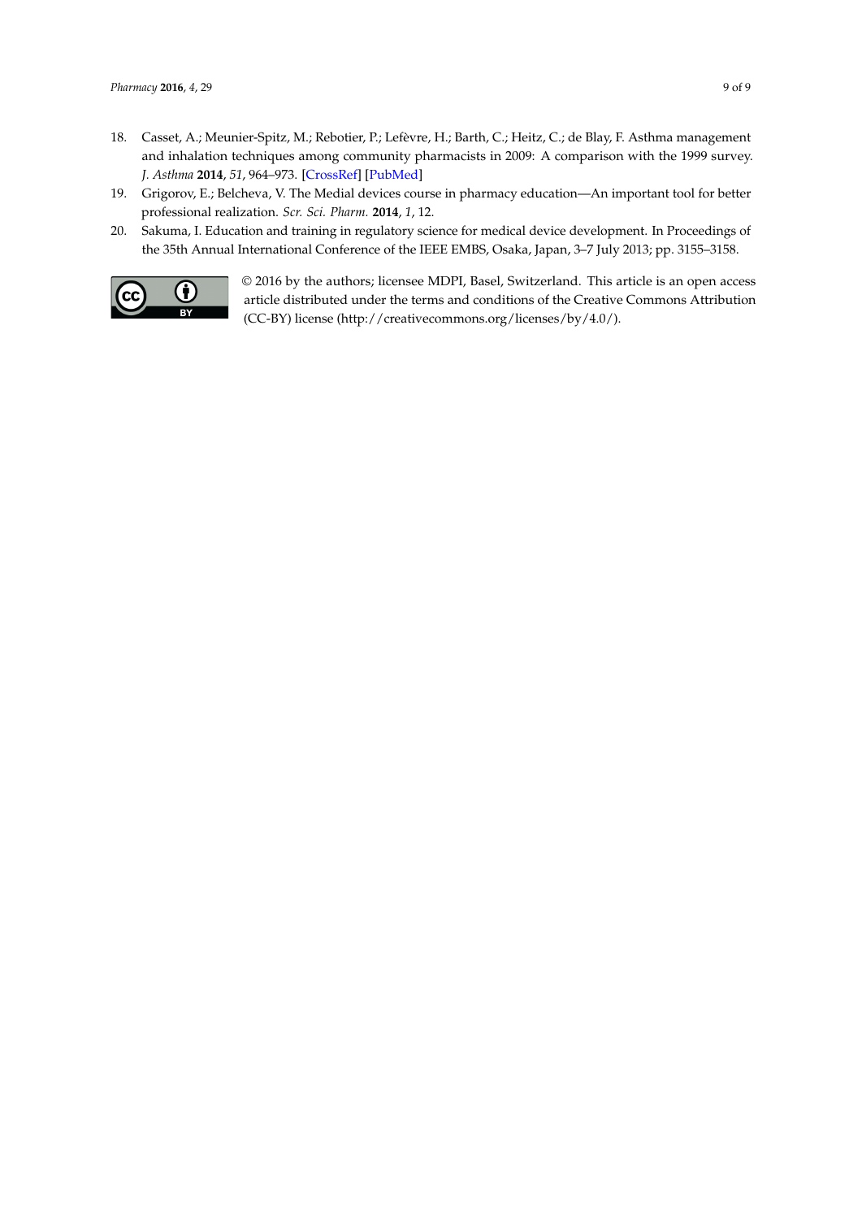18. Casset, A.; Meunier-Spitz, M.; Rebotier, P.; Lefèvre, H.; Barth, C.; Heitz, C.; de Blay, F. Asthma management and inhalation techniques among community pharmacists in 2009: A comparison with the 1999 survey. *J. Asthma* **2014**, *51*, 964–973. [CrossRef] [PubMed]
19. Grigorov, E.; Belcheva, V. The Medial devices course in pharmacy education—An important tool for better professional realization. *Scr. Sci. Pharm.* **2014**, *1*, 12.
20. Sakuma, I. Education and training in regulatory science for medical device development. In Proceedings of the 35th Annual International Conference of the IEEE EMBS, Osaka, Japan, 3–7 July 2013; pp. 3155–3158.

© 2016 by the authors; licensee MDPI, Basel, Switzerland. This article is an open access article distributed under the terms and conditions of the Creative Commons Attribution (CC-BY) license (http://creativecommons.org/licenses/by/4.0/).